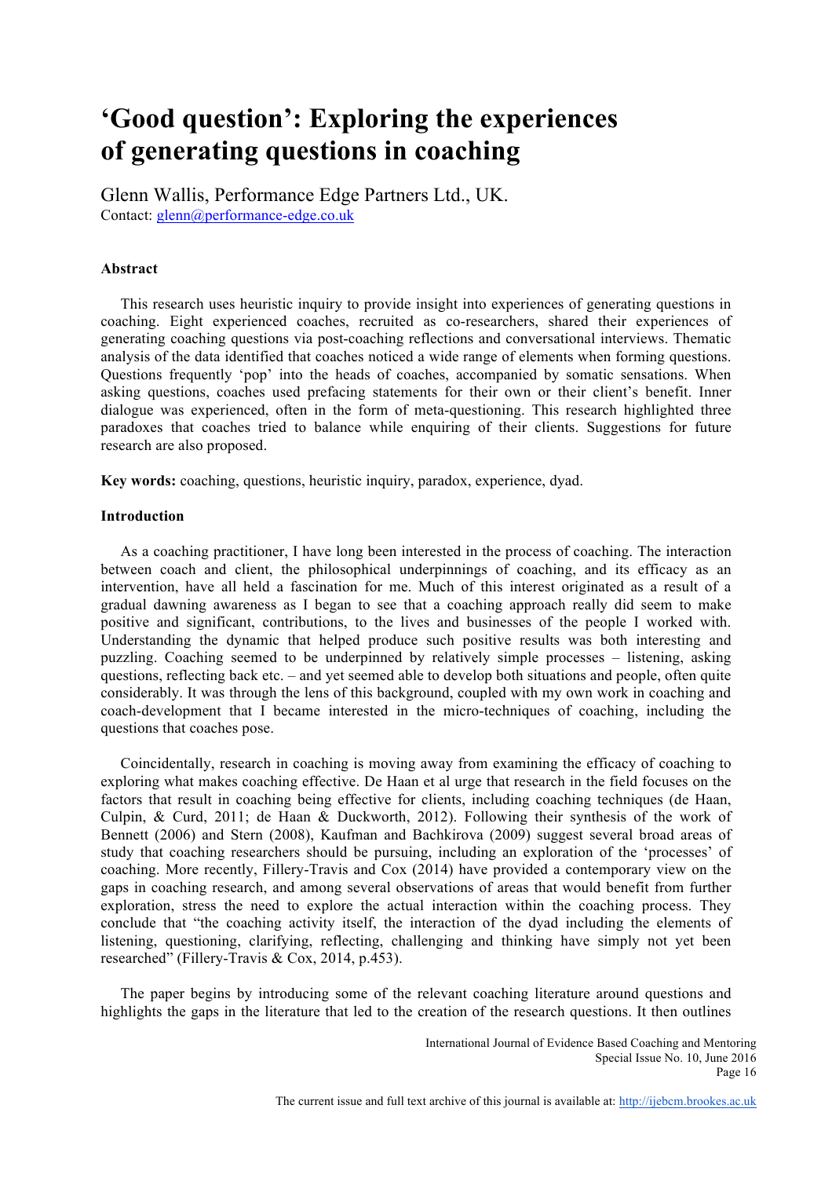# 'Good question': Exploring the experiences of generating questions in coaching

Glenn Wallis, Performance Edge Partners Ltd., UK.
Contact: glenn@performance-edge.co.uk

### Abstract

This research uses heuristic inquiry to provide insight into experiences of generating questions in coaching. Eight experienced coaches, recruited as co-researchers, shared their experiences of generating coaching questions via post-coaching reflections and conversational interviews. Thematic analysis of the data identified that coaches noticed a wide range of elements when forming questions. Questions frequently 'pop' into the heads of coaches, accompanied by somatic sensations. When asking questions, coaches used prefacing statements for their own or their client's benefit. Inner dialogue was experienced, often in the form of meta-questioning. This research highlighted three paradoxes that coaches tried to balance while enquiring of their clients. Suggestions for future research are also proposed.

**Key words:** coaching, questions, heuristic inquiry, paradox, experience, dyad.

### Introduction

As a coaching practitioner, I have long been interested in the process of coaching. The interaction between coach and client, the philosophical underpinnings of coaching, and its efficacy as an intervention, have all held a fascination for me. Much of this interest originated as a result of a gradual dawning awareness as I began to see that a coaching approach really did seem to make positive and significant, contributions, to the lives and businesses of the people I worked with. Understanding the dynamic that helped produce such positive results was both interesting and puzzling. Coaching seemed to be underpinned by relatively simple processes – listening, asking questions, reflecting back etc. – and yet seemed able to develop both situations and people, often quite considerably. It was through the lens of this background, coupled with my own work in coaching and coach-development that I became interested in the micro-techniques of coaching, including the questions that coaches pose.

Coincidentally, research in coaching is moving away from examining the efficacy of coaching to exploring what makes coaching effective. De Haan et al urge that research in the field focuses on the factors that result in coaching being effective for clients, including coaching techniques (de Haan, Culpin, & Curd, 2011; de Haan & Duckworth, 2012). Following their synthesis of the work of Bennett (2006) and Stern (2008), Kaufman and Bachkirova (2009) suggest several broad areas of study that coaching researchers should be pursuing, including an exploration of the 'processes' of coaching. More recently, Fillery-Travis and Cox (2014) have provided a contemporary view on the gaps in coaching research, and among several observations of areas that would benefit from further exploration, stress the need to explore the actual interaction within the coaching process. They conclude that "the coaching activity itself, the interaction of the dyad including the elements of listening, questioning, clarifying, reflecting, challenging and thinking have simply not yet been researched" (Fillery-Travis & Cox, 2014, p.453).

The paper begins by introducing some of the relevant coaching literature around questions and highlights the gaps in the literature that led to the creation of the research questions. It then outlines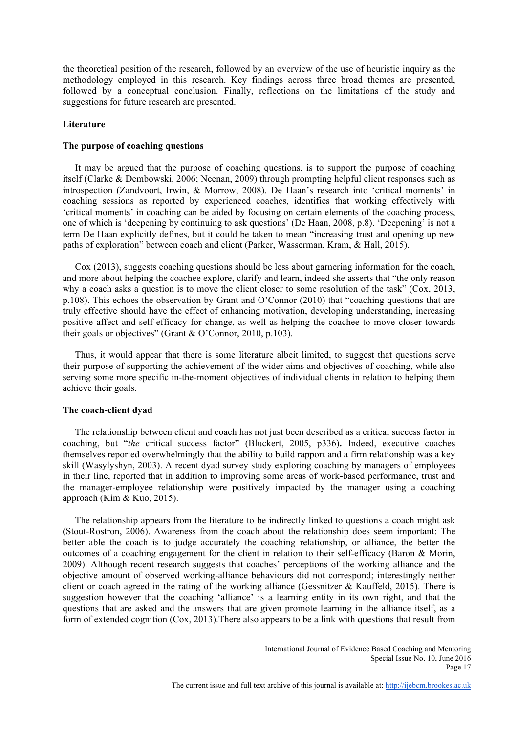the theoretical position of the research, followed by an overview of the use of heuristic inquiry as the methodology employed in this research. Key findings across three broad themes are presented, followed by a conceptual conclusion. Finally, reflections on the limitations of the study and suggestions for future research are presented.

## Literature

### The purpose of coaching questions

It may be argued that the purpose of coaching questions, is to support the purpose of coaching itself (Clarke & Dembowski, 2006; Neenan, 2009) through prompting helpful client responses such as introspection (Zandvoort, Irwin, & Morrow, 2008). De Haan's research into 'critical moments' in coaching sessions as reported by experienced coaches, identifies that working effectively with 'critical moments' in coaching can be aided by focusing on certain elements of the coaching process, one of which is 'deepening by continuing to ask questions' (De Haan, 2008, p.8). 'Deepening' is not a term De Haan explicitly defines, but it could be taken to mean "increasing trust and opening up new paths of exploration" between coach and client (Parker, Wasserman, Kram, & Hall, 2015).

Cox (2013), suggests coaching questions should be less about garnering information for the coach, and more about helping the coachee explore, clarify and learn, indeed she asserts that "the only reason why a coach asks a question is to move the client closer to some resolution of the task" (Cox, 2013, p.108). This echoes the observation by Grant and O'Connor (2010) that "coaching questions that are truly effective should have the effect of enhancing motivation, developing understanding, increasing positive affect and self-efficacy for change, as well as helping the coachee to move closer towards their goals or objectives" (Grant & O'Connor, 2010, p.103).

Thus, it would appear that there is some literature albeit limited, to suggest that questions serve their purpose of supporting the achievement of the wider aims and objectives of coaching, while also serving some more specific in-the-moment objectives of individual clients in relation to helping them achieve their goals.

### The coach-client dyad

The relationship between client and coach has not just been described as a critical success factor in coaching, but "*the* critical success factor" (Bluckert, 2005, p336)**.** Indeed, executive coaches themselves reported overwhelmingly that the ability to build rapport and a firm relationship was a key skill (Wasylyshyn, 2003). A recent dyad survey study exploring coaching by managers of employees in their line, reported that in addition to improving some areas of work-based performance, trust and the manager-employee relationship were positively impacted by the manager using a coaching approach (Kim & Kuo, 2015).

The relationship appears from the literature to be indirectly linked to questions a coach might ask (Stout-Rostron, 2006). Awareness from the coach about the relationship does seem important: The better able the coach is to judge accurately the coaching relationship, or alliance, the better the outcomes of a coaching engagement for the client in relation to their self-efficacy (Baron & Morin, 2009). Although recent research suggests that coaches' perceptions of the working alliance and the objective amount of observed working-alliance behaviours did not correspond; interestingly neither client or coach agreed in the rating of the working alliance (Gessnitzer & Kauffeld, 2015). There is suggestion however that the coaching 'alliance' is a learning entity in its own right, and that the questions that are asked and the answers that are given promote learning in the alliance itself, as a form of extended cognition (Cox, 2013).There also appears to be a link with questions that result from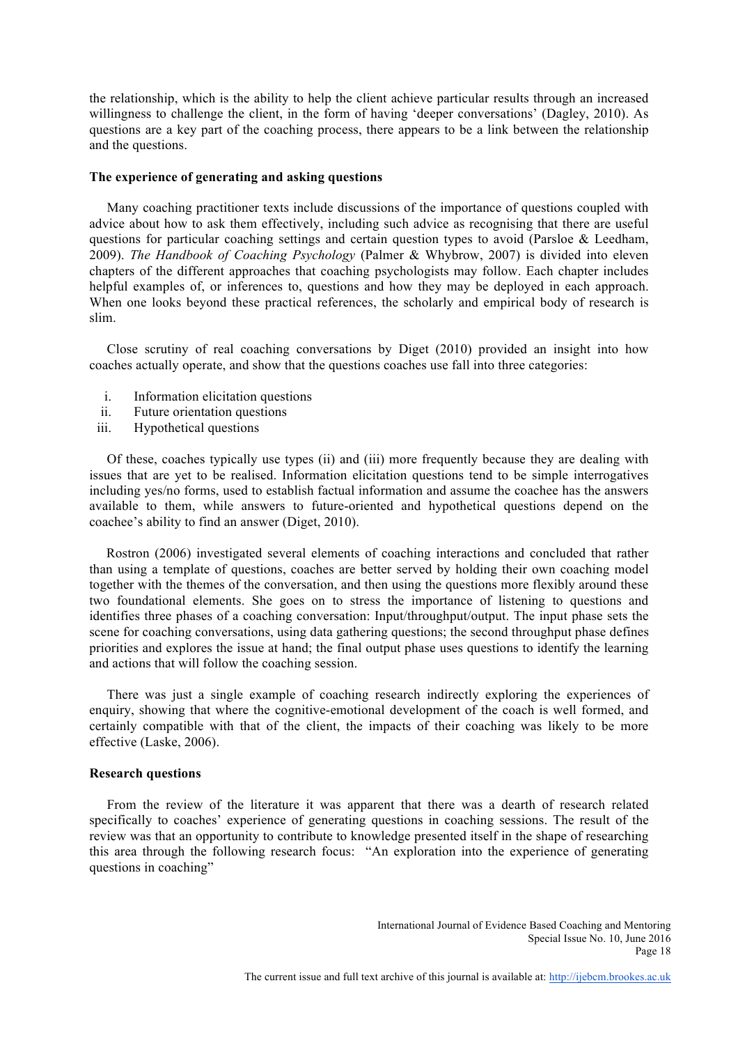the relationship, which is the ability to help the client achieve particular results through an increased willingness to challenge the client, in the form of having 'deeper conversations' (Dagley, 2010). As questions are a key part of the coaching process, there appears to be a link between the relationship and the questions.

### The experience of generating and asking questions

Many coaching practitioner texts include discussions of the importance of questions coupled with advice about how to ask them effectively, including such advice as recognising that there are useful questions for particular coaching settings and certain question types to avoid (Parsloe & Leedham, 2009). *The Handbook of Coaching Psychology* (Palmer & Whybrow, 2007) is divided into eleven chapters of the different approaches that coaching psychologists may follow. Each chapter includes helpful examples of, or inferences to, questions and how they may be deployed in each approach. When one looks beyond these practical references, the scholarly and empirical body of research is slim.

Close scrutiny of real coaching conversations by Diget (2010) provided an insight into how coaches actually operate, and show that the questions coaches use fall into three categories:

i. Information elicitation questions
ii. Future orientation questions
iii. Hypothetical questions

Of these, coaches typically use types (ii) and (iii) more frequently because they are dealing with issues that are yet to be realised. Information elicitation questions tend to be simple interrogatives including yes/no forms, used to establish factual information and assume the coachee has the answers available to them, while answers to future-oriented and hypothetical questions depend on the coachee's ability to find an answer (Diget, 2010).

Rostron (2006) investigated several elements of coaching interactions and concluded that rather than using a template of questions, coaches are better served by holding their own coaching model together with the themes of the conversation, and then using the questions more flexibly around these two foundational elements. She goes on to stress the importance of listening to questions and identifies three phases of a coaching conversation: Input/throughput/output. The input phase sets the scene for coaching conversations, using data gathering questions; the second throughput phase defines priorities and explores the issue at hand; the final output phase uses questions to identify the learning and actions that will follow the coaching session.

There was just a single example of coaching research indirectly exploring the experiences of enquiry, showing that where the cognitive-emotional development of the coach is well formed, and certainly compatible with that of the client, the impacts of their coaching was likely to be more effective (Laske, 2006).

### Research questions

From the review of the literature it was apparent that there was a dearth of research related specifically to coaches' experience of generating questions in coaching sessions. The result of the review was that an opportunity to contribute to knowledge presented itself in the shape of researching this area through the following research focus: "An exploration into the experience of generating questions in coaching"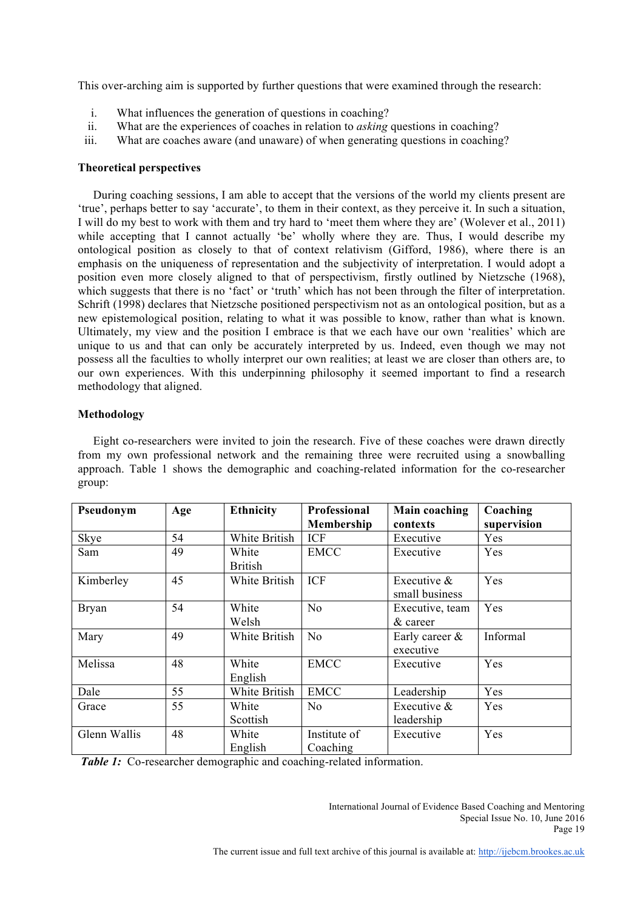This over-arching aim is supported by further questions that were examined through the research:

i. What influences the generation of questions in coaching?
ii. What are the experiences of coaches in relation to *asking* questions in coaching?
iii. What are coaches aware (and unaware) of when generating questions in coaching?

**Theoretical perspectives**

During coaching sessions, I am able to accept that the versions of the world my clients present are 'true', perhaps better to say 'accurate', to them in their context, as they perceive it. In such a situation, I will do my best to work with them and try hard to 'meet them where they are' (Wolever et al., 2011) while accepting that I cannot actually 'be' wholly where they are. Thus, I would describe my ontological position as closely to that of context relativism (Gifford, 1986), where there is an emphasis on the uniqueness of representation and the subjectivity of interpretation. I would adopt a position even more closely aligned to that of perspectivism, firstly outlined by Nietzsche (1968), which suggests that there is no 'fact' or 'truth' which has not been through the filter of interpretation. Schrift (1998) declares that Nietzsche positioned perspectivism not as an ontological position, but as a new epistemological position, relating to what it was possible to know, rather than what is known. Ultimately, my view and the position I embrace is that we each have our own 'realities' which are unique to us and that can only be accurately interpreted by us. Indeed, even though we may not possess all the faculties to wholly interpret our own realities; at least we are closer than others are, to our own experiences. With this underpinning philosophy it seemed important to find a research methodology that aligned.

**Methodology**

Eight co-researchers were invited to join the research. Five of these coaches were drawn directly from my own professional network and the remaining three were recruited using a snowballing approach. Table 1 shows the demographic and coaching-related information for the co-researcher group:

| Pseudonym | Age | Ethnicity | Professional Membership | Main coaching contexts | Coaching supervision |
|---|---|---|---|---|---|
| Skye | 54 | White British | ICF | Executive | Yes |
| Sam | 49 | White British | EMCC | Executive | Yes |
| Kimberley | 45 | White British | ICF | Executive & small business | Yes |
| Bryan | 54 | White Welsh | No | Executive, team & career | Yes |
| Mary | 49 | White British | No | Early career & executive | Informal |
| Melissa | 48 | White English | EMCC | Executive | Yes |
| Dale | 55 | White British | EMCC | Leadership | Yes |
| Grace | 55 | White Scottish | No | Executive & leadership | Yes |
| Glenn Wallis | 48 | White English | Institute of Coaching | Executive | Yes |

***Table 1:*** Co-researcher demographic and coaching-related information.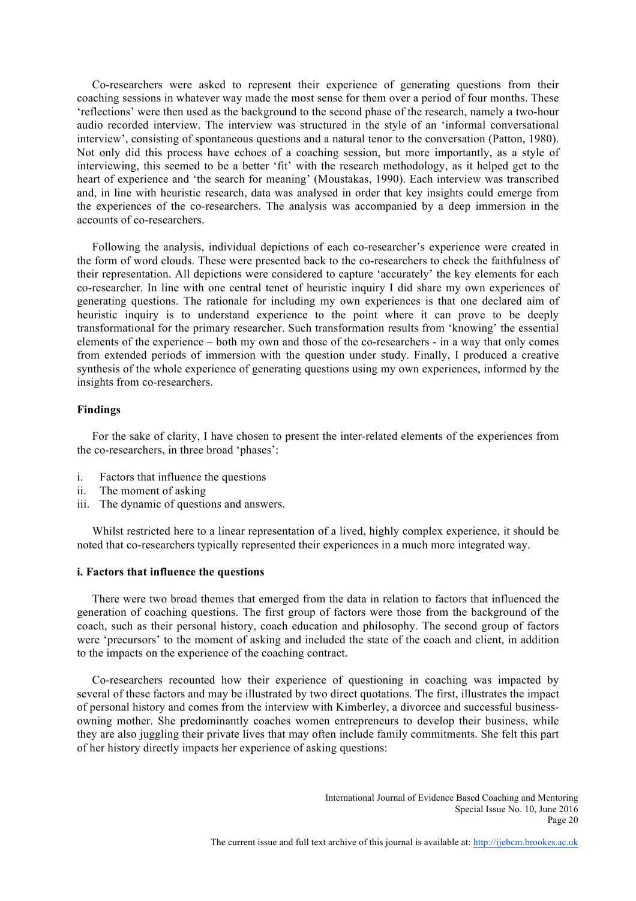Co-researchers were asked to represent their experience of generating questions from their coaching sessions in whatever way made the most sense for them over a period of four months. These 'reflections' were then used as the background to the second phase of the research, namely a two-hour audio recorded interview. The interview was structured in the style of an 'informal conversational interview', consisting of spontaneous questions and a natural tenor to the conversation (Patton, 1980). Not only did this process have echoes of a coaching session, but more importantly, as a style of interviewing, this seemed to be a better 'fit' with the research methodology, as it helped get to the heart of experience and 'the search for meaning' (Moustakas, 1990). Each interview was transcribed and, in line with heuristic research, data was analysed in order that key insights could emerge from the experiences of the co-researchers. The analysis was accompanied by a deep immersion in the accounts of co-researchers.

Following the analysis, individual depictions of each co-researcher's experience were created in the form of word clouds. These were presented back to the co-researchers to check the faithfulness of their representation. All depictions were considered to capture 'accurately' the key elements for each co-researcher. In line with one central tenet of heuristic inquiry I did share my own experiences of generating questions. The rationale for including my own experiences is that one declared aim of heuristic inquiry is to understand experience to the point where it can prove to be deeply transformational for the primary researcher. Such transformation results from 'knowing' the essential elements of the experience – both my own and those of the co-researchers - in a way that only comes from extended periods of immersion with the question under study. Finally, I produced a creative synthesis of the whole experience of generating questions using my own experiences, informed by the insights from co-researchers.

## Findings

For the sake of clarity, I have chosen to present the inter-related elements of the experiences from the co-researchers, in three broad 'phases':

i. Factors that influence the questions
ii. The moment of asking
iii. The dynamic of questions and answers.

Whilst restricted here to a linear representation of a lived, highly complex experience, it should be noted that co-researchers typically represented their experiences in a much more integrated way.

### i. Factors that influence the questions

There were two broad themes that emerged from the data in relation to factors that influenced the generation of coaching questions. The first group of factors were those from the background of the coach, such as their personal history, coach education and philosophy. The second group of factors were 'precursors' to the moment of asking and included the state of the coach and client, in addition to the impacts on the experience of the coaching contract.

Co-researchers recounted how their experience of questioning in coaching was impacted by several of these factors and may be illustrated by two direct quotations. The first, illustrates the impact of personal history and comes from the interview with Kimberley, a divorcee and successful business-owning mother. She predominantly coaches women entrepreneurs to develop their business, while they are also juggling their private lives that may often include family commitments. She felt this part of her history directly impacts her experience of asking questions: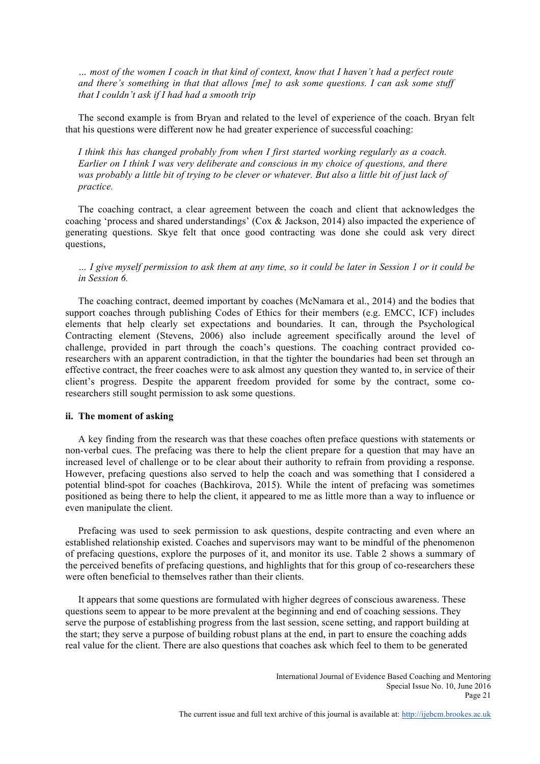*… most of the women I coach in that kind of context, know that I haven't had a perfect route and there's something in that that allows [me] to ask some questions. I can ask some stuff that I couldn't ask if I had had a smooth trip*

The second example is from Bryan and related to the level of experience of the coach. Bryan felt that his questions were different now he had greater experience of successful coaching:

*I think this has changed probably from when I first started working regularly as a coach. Earlier on I think I was very deliberate and conscious in my choice of questions, and there was probably a little bit of trying to be clever or whatever. But also a little bit of just lack of practice.*

The coaching contract, a clear agreement between the coach and client that acknowledges the coaching 'process and shared understandings' (Cox & Jackson, 2014) also impacted the experience of generating questions. Skye felt that once good contracting was done she could ask very direct questions,

*… I give myself permission to ask them at any time, so it could be later in Session 1 or it could be in Session 6.*

The coaching contract, deemed important by coaches (McNamara et al., 2014) and the bodies that support coaches through publishing Codes of Ethics for their members (e.g. EMCC, ICF) includes elements that help clearly set expectations and boundaries. It can, through the Psychological Contracting element (Stevens, 2006) also include agreement specifically around the level of challenge, provided in part through the coach's questions. The coaching contract provided co-researchers with an apparent contradiction, in that the tighter the boundaries had been set through an effective contract, the freer coaches were to ask almost any question they wanted to, in service of their client's progress. Despite the apparent freedom provided for some by the contract, some co-researchers still sought permission to ask some questions.

**ii. The moment of asking**

A key finding from the research was that these coaches often preface questions with statements or non-verbal cues. The prefacing was there to help the client prepare for a question that may have an increased level of challenge or to be clear about their authority to refrain from providing a response. However, prefacing questions also served to help the coach and was something that I considered a potential blind-spot for coaches (Bachkirova, 2015). While the intent of prefacing was sometimes positioned as being there to help the client, it appeared to me as little more than a way to influence or even manipulate the client.

Prefacing was used to seek permission to ask questions, despite contracting and even where an established relationship existed. Coaches and supervisors may want to be mindful of the phenomenon of prefacing questions, explore the purposes of it, and monitor its use. Table 2 shows a summary of the perceived benefits of prefacing questions, and highlights that for this group of co-researchers these were often beneficial to themselves rather than their clients.

It appears that some questions are formulated with higher degrees of conscious awareness. These questions seem to appear to be more prevalent at the beginning and end of coaching sessions. They serve the purpose of establishing progress from the last session, scene setting, and rapport building at the start; they serve a purpose of building robust plans at the end, in part to ensure the coaching adds real value for the client. There are also questions that coaches ask which feel to them to be generated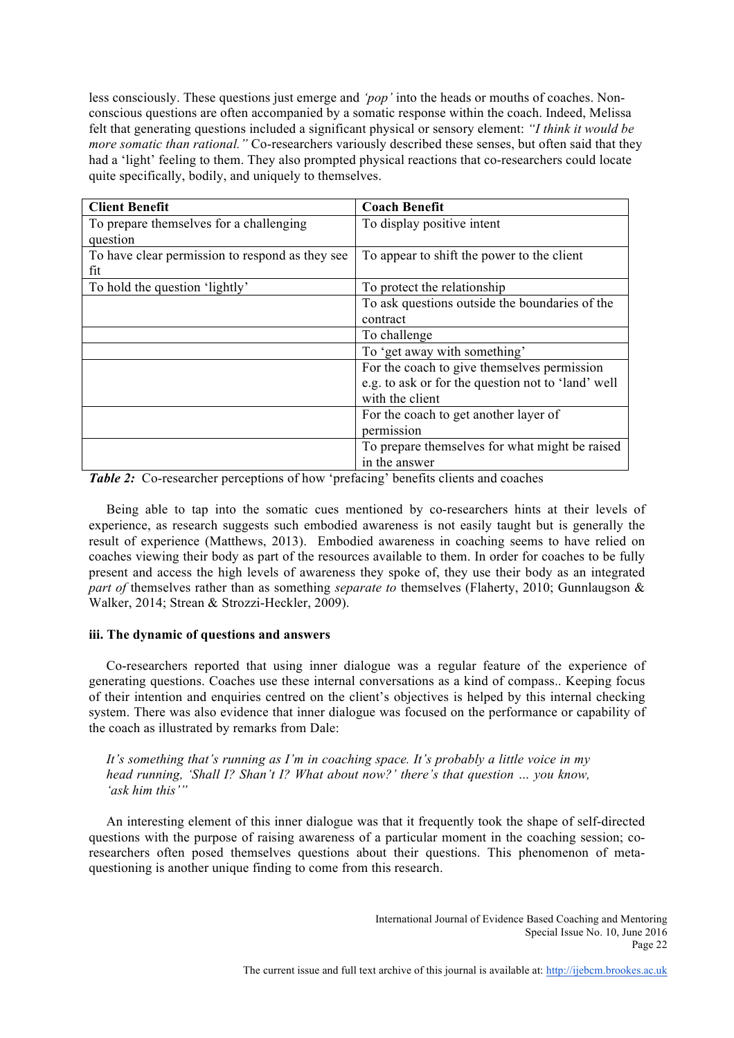less consciously. These questions just emerge and *'pop'* into the heads or mouths of coaches. Non-conscious questions are often accompanied by a somatic response within the coach. Indeed, Melissa felt that generating questions included a significant physical or sensory element: *"I think it would be more somatic than rational."* Co-researchers variously described these senses, but often said that they had a 'light' feeling to them. They also prompted physical reactions that co-researchers could locate quite specifically, bodily, and uniquely to themselves.

| Client Benefit | Coach Benefit |
|---|---|
| To prepare themselves for a challenging question | To display positive intent |
| To have clear permission to respond as they see fit | To appear to shift the power to the client |
| To hold the question 'lightly' | To protect the relationship |
| | To ask questions outside the boundaries of the contract |
| | To challenge |
| | To 'get away with something' |
| | For the coach to give themselves permission e.g. to ask or for the question not to 'land' well with the client |
| | For the coach to get another layer of permission |
| | To prepare themselves for what might be raised in the answer |

***Table 2:*** Co-researcher perceptions of how 'prefacing' benefits clients and coaches

Being able to tap into the somatic cues mentioned by co-researchers hints at their levels of experience, as research suggests such embodied awareness is not easily taught but is generally the result of experience (Matthews, 2013). Embodied awareness in coaching seems to have relied on coaches viewing their body as part of the resources available to them. In order for coaches to be fully present and access the high levels of awareness they spoke of, they use their body as an integrated *part of* themselves rather than as something *separate to* themselves (Flaherty, 2010; Gunnlaugson & Walker, 2014; Strean & Strozzi-Heckler, 2009).

**iii. The dynamic of questions and answers**

Co-researchers reported that using inner dialogue was a regular feature of the experience of generating questions. Coaches use these internal conversations as a kind of compass.. Keeping focus of their intention and enquiries centred on the client's objectives is helped by this internal checking system. There was also evidence that inner dialogue was focused on the performance or capability of the coach as illustrated by remarks from Dale:

> *It's something that's running as I'm in coaching space. It's probably a little voice in my head running, 'Shall I? Shan't I? What about now?' there's that question … you know, 'ask him this'"*

An interesting element of this inner dialogue was that it frequently took the shape of self-directed questions with the purpose of raising awareness of a particular moment in the coaching session; co-researchers often posed themselves questions about their questions. This phenomenon of meta-questioning is another unique finding to come from this research.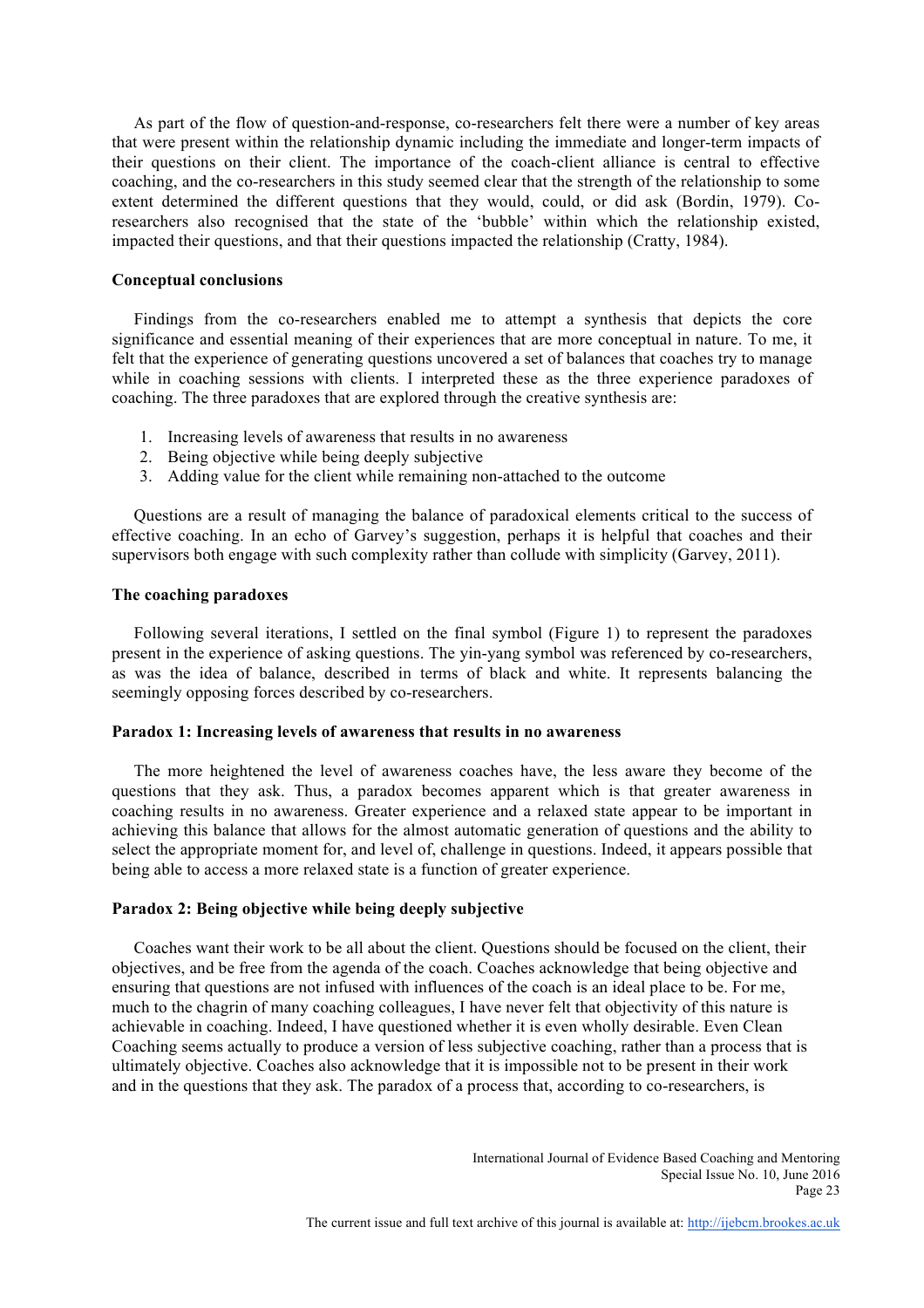As part of the flow of question-and-response, co-researchers felt there were a number of key areas that were present within the relationship dynamic including the immediate and longer-term impacts of their questions on their client. The importance of the coach-client alliance is central to effective coaching, and the co-researchers in this study seemed clear that the strength of the relationship to some extent determined the different questions that they would, could, or did ask (Bordin, 1979). Co-researchers also recognised that the state of the 'bubble' within which the relationship existed, impacted their questions, and that their questions impacted the relationship (Cratty, 1984).

**Conceptual conclusions**

Findings from the co-researchers enabled me to attempt a synthesis that depicts the core significance and essential meaning of their experiences that are more conceptual in nature. To me, it felt that the experience of generating questions uncovered a set of balances that coaches try to manage while in coaching sessions with clients. I interpreted these as the three experience paradoxes of coaching. The three paradoxes that are explored through the creative synthesis are:

1. Increasing levels of awareness that results in no awareness
2. Being objective while being deeply subjective
3. Adding value for the client while remaining non-attached to the outcome

Questions are a result of managing the balance of paradoxical elements critical to the success of effective coaching. In an echo of Garvey's suggestion, perhaps it is helpful that coaches and their supervisors both engage with such complexity rather than collude with simplicity (Garvey, 2011).

**The coaching paradoxes**

Following several iterations, I settled on the final symbol (Figure 1) to represent the paradoxes present in the experience of asking questions. The yin-yang symbol was referenced by co-researchers, as was the idea of balance, described in terms of black and white. It represents balancing the seemingly opposing forces described by co-researchers.

**Paradox 1: Increasing levels of awareness that results in no awareness**

The more heightened the level of awareness coaches have, the less aware they become of the questions that they ask. Thus, a paradox becomes apparent which is that greater awareness in coaching results in no awareness. Greater experience and a relaxed state appear to be important in achieving this balance that allows for the almost automatic generation of questions and the ability to select the appropriate moment for, and level of, challenge in questions. Indeed, it appears possible that being able to access a more relaxed state is a function of greater experience.

**Paradox 2: Being objective while being deeply subjective**

Coaches want their work to be all about the client. Questions should be focused on the client, their objectives, and be free from the agenda of the coach. Coaches acknowledge that being objective and ensuring that questions are not infused with influences of the coach is an ideal place to be. For me, much to the chagrin of many coaching colleagues, I have never felt that objectivity of this nature is achievable in coaching. Indeed, I have questioned whether it is even wholly desirable. Even Clean Coaching seems actually to produce a version of less subjective coaching, rather than a process that is ultimately objective. Coaches also acknowledge that it is impossible not to be present in their work and in the questions that they ask. The paradox of a process that, according to co-researchers, is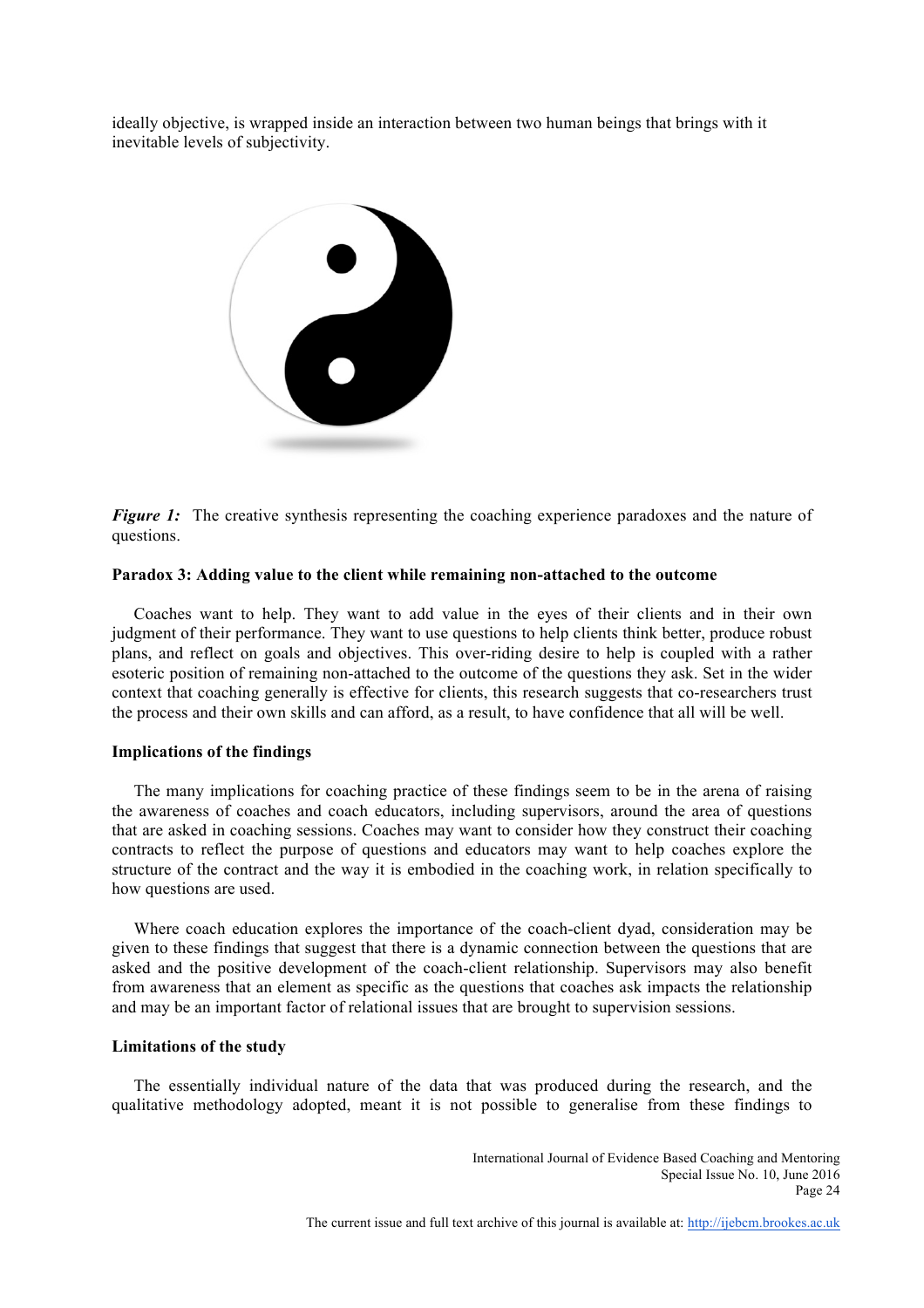ideally objective, is wrapped inside an interaction between two human beings that brings with it inevitable levels of subjectivity.

***Figure 1:*** The creative synthesis representing the coaching experience paradoxes and the nature of questions.

**Paradox 3: Adding value to the client while remaining non-attached to the outcome**

Coaches want to help. They want to add value in the eyes of their clients and in their own judgment of their performance. They want to use questions to help clients think better, produce robust plans, and reflect on goals and objectives. This over-riding desire to help is coupled with a rather esoteric position of remaining non-attached to the outcome of the questions they ask. Set in the wider context that coaching generally is effective for clients, this research suggests that co-researchers trust the process and their own skills and can afford, as a result, to have confidence that all will be well.

**Implications of the findings**

The many implications for coaching practice of these findings seem to be in the arena of raising the awareness of coaches and coach educators, including supervisors, around the area of questions that are asked in coaching sessions. Coaches may want to consider how they construct their coaching contracts to reflect the purpose of questions and educators may want to help coaches explore the structure of the contract and the way it is embodied in the coaching work, in relation specifically to how questions are used.

Where coach education explores the importance of the coach-client dyad, consideration may be given to these findings that suggest that there is a dynamic connection between the questions that are asked and the positive development of the coach-client relationship. Supervisors may also benefit from awareness that an element as specific as the questions that coaches ask impacts the relationship and may be an important factor of relational issues that are brought to supervision sessions.

**Limitations of the study**

The essentially individual nature of the data that was produced during the research, and the qualitative methodology adopted, meant it is not possible to generalise from these findings to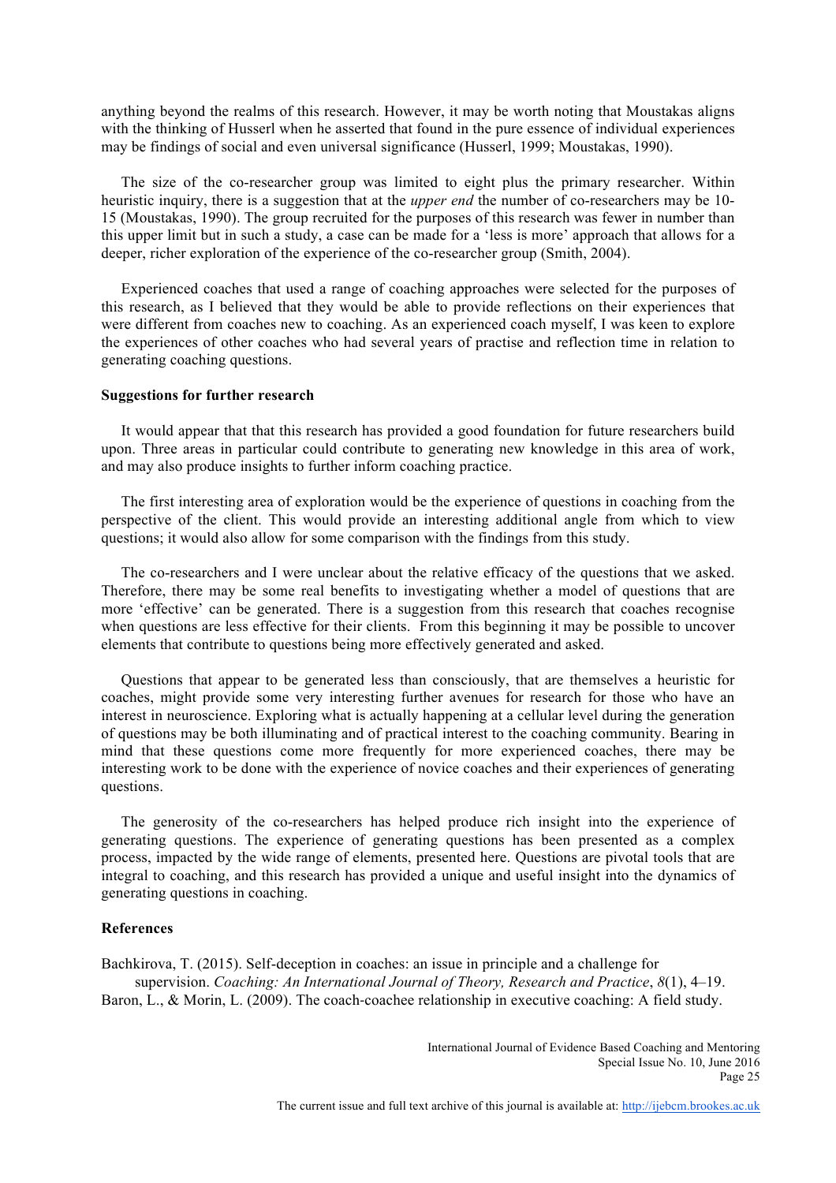anything beyond the realms of this research. However, it may be worth noting that Moustakas aligns with the thinking of Husserl when he asserted that found in the pure essence of individual experiences may be findings of social and even universal significance (Husserl, 1999; Moustakas, 1990).

The size of the co-researcher group was limited to eight plus the primary researcher. Within heuristic inquiry, there is a suggestion that at the *upper end* the number of co-researchers may be 10-15 (Moustakas, 1990). The group recruited for the purposes of this research was fewer in number than this upper limit but in such a study, a case can be made for a 'less is more' approach that allows for a deeper, richer exploration of the experience of the co-researcher group (Smith, 2004).

Experienced coaches that used a range of coaching approaches were selected for the purposes of this research, as I believed that they would be able to provide reflections on their experiences that were different from coaches new to coaching. As an experienced coach myself, I was keen to explore the experiences of other coaches who had several years of practise and reflection time in relation to generating coaching questions.

**Suggestions for further research**

It would appear that that this research has provided a good foundation for future researchers build upon. Three areas in particular could contribute to generating new knowledge in this area of work, and may also produce insights to further inform coaching practice.

The first interesting area of exploration would be the experience of questions in coaching from the perspective of the client. This would provide an interesting additional angle from which to view questions; it would also allow for some comparison with the findings from this study.

The co-researchers and I were unclear about the relative efficacy of the questions that we asked. Therefore, there may be some real benefits to investigating whether a model of questions that are more 'effective' can be generated. There is a suggestion from this research that coaches recognise when questions are less effective for their clients. From this beginning it may be possible to uncover elements that contribute to questions being more effectively generated and asked.

Questions that appear to be generated less than consciously, that are themselves a heuristic for coaches, might provide some very interesting further avenues for research for those who have an interest in neuroscience. Exploring what is actually happening at a cellular level during the generation of questions may be both illuminating and of practical interest to the coaching community. Bearing in mind that these questions come more frequently for more experienced coaches, there may be interesting work to be done with the experience of novice coaches and their experiences of generating questions.

The generosity of the co-researchers has helped produce rich insight into the experience of generating questions. The experience of generating questions has been presented as a complex process, impacted by the wide range of elements, presented here. Questions are pivotal tools that are integral to coaching, and this research has provided a unique and useful insight into the dynamics of generating questions in coaching.

**References**

Bachkirova, T. (2015). Self-deception in coaches: an issue in principle and a challenge for supervision. *Coaching: An International Journal of Theory, Research and Practice*, *8*(1), 4–19.

Baron, L., & Morin, L. (2009). The coach-coachee relationship in executive coaching: A field study.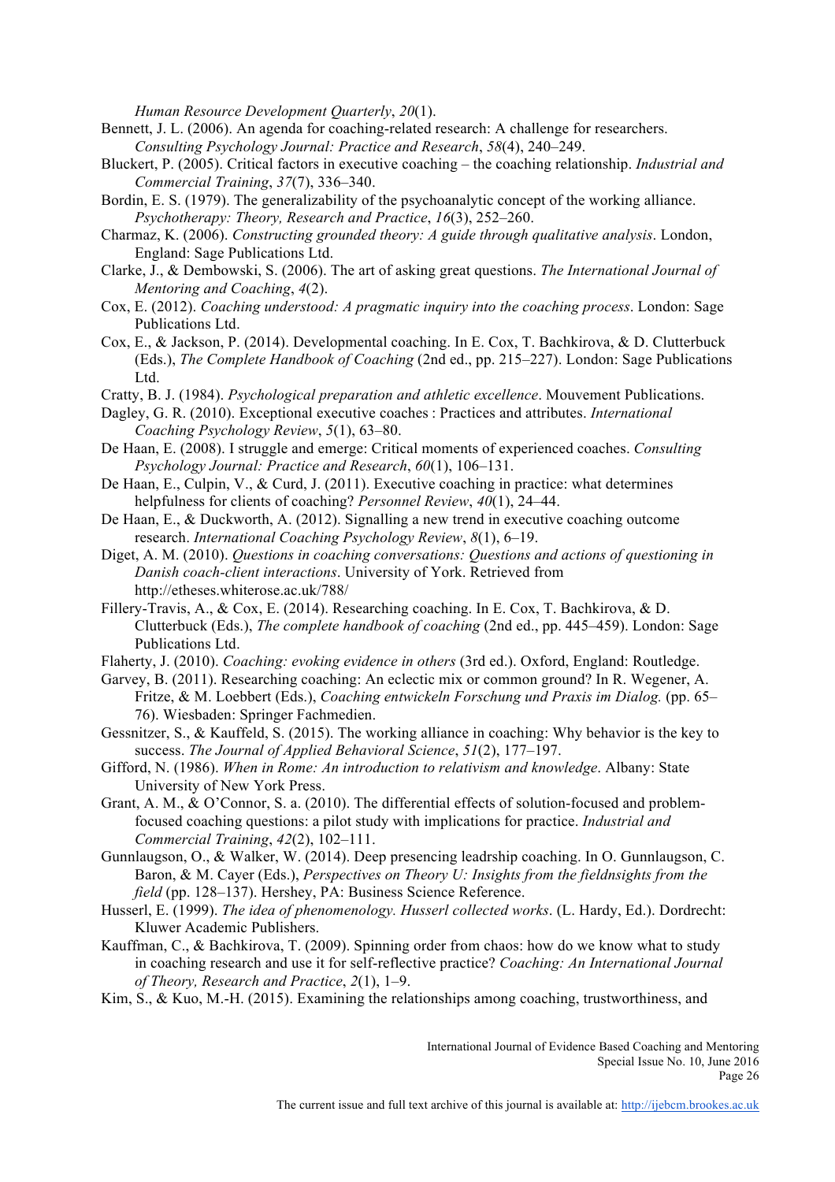*Human Resource Development Quarterly*, *20*(1).

Bennett, J. L. (2006). An agenda for coaching-related research: A challenge for researchers. *Consulting Psychology Journal: Practice and Research*, *58*(4), 240–249.

Bluckert, P. (2005). Critical factors in executive coaching – the coaching relationship. *Industrial and Commercial Training*, *37*(7), 336–340.

Bordin, E. S. (1979). The generalizability of the psychoanalytic concept of the working alliance. *Psychotherapy: Theory, Research and Practice*, *16*(3), 252–260.

Charmaz, K. (2006). *Constructing grounded theory: A guide through qualitative analysis*. London, England: Sage Publications Ltd.

Clarke, J., & Dembowski, S. (2006). The art of asking great questions. *The International Journal of Mentoring and Coaching*, *4*(2).

Cox, E. (2012). *Coaching understood: A pragmatic inquiry into the coaching process*. London: Sage Publications Ltd.

Cox, E., & Jackson, P. (2014). Developmental coaching. In E. Cox, T. Bachkirova, & D. Clutterbuck (Eds.), *The Complete Handbook of Coaching* (2nd ed., pp. 215–227). London: Sage Publications Ltd.

Cratty, B. J. (1984). *Psychological preparation and athletic excellence*. Mouvement Publications.

Dagley, G. R. (2010). Exceptional executive coaches : Practices and attributes. *International Coaching Psychology Review*, *5*(1), 63–80.

De Haan, E. (2008). I struggle and emerge: Critical moments of experienced coaches. *Consulting Psychology Journal: Practice and Research*, *60*(1), 106–131.

De Haan, E., Culpin, V., & Curd, J. (2011). Executive coaching in practice: what determines helpfulness for clients of coaching? *Personnel Review*, *40*(1), 24–44.

De Haan, E., & Duckworth, A. (2012). Signalling a new trend in executive coaching outcome research. *International Coaching Psychology Review*, *8*(1), 6–19.

Diget, A. M. (2010). *Questions in coaching conversations: Questions and actions of questioning in Danish coach-client interactions*. University of York. Retrieved from http://etheses.whiterose.ac.uk/788/

Fillery-Travis, A., & Cox, E. (2014). Researching coaching. In E. Cox, T. Bachkirova, & D. Clutterbuck (Eds.), *The complete handbook of coaching* (2nd ed., pp. 445–459). London: Sage Publications Ltd.

Flaherty, J. (2010). *Coaching: evoking evidence in others* (3rd ed.). Oxford, England: Routledge.

Garvey, B. (2011). Researching coaching: An eclectic mix or common ground? In R. Wegener, A. Fritze, & M. Loebbert (Eds.), *Coaching entwickeln Forschung und Praxis im Dialog.* (pp. 65–76). Wiesbaden: Springer Fachmedien.

Gessnitzer, S., & Kauffeld, S. (2015). The working alliance in coaching: Why behavior is the key to success. *The Journal of Applied Behavioral Science*, *51*(2), 177–197.

Gifford, N. (1986). *When in Rome: An introduction to relativism and knowledge*. Albany: State University of New York Press.

Grant, A. M., & O'Connor, S. a. (2010). The differential effects of solution-focused and problem-focused coaching questions: a pilot study with implications for practice. *Industrial and Commercial Training*, *42*(2), 102–111.

Gunnlaugson, O., & Walker, W. (2014). Deep presencing leadrship coaching. In O. Gunnlaugson, C. Baron, & M. Cayer (Eds.), *Perspectives on Theory U: Insights from the fieldnsights from the field* (pp. 128–137). Hershey, PA: Business Science Reference.

Husserl, E. (1999). *The idea of phenomenology. Husserl collected works*. (L. Hardy, Ed.). Dordrecht: Kluwer Academic Publishers.

Kauffman, C., & Bachkirova, T. (2009). Spinning order from chaos: how do we know what to study in coaching research and use it for self-reflective practice? *Coaching: An International Journal of Theory, Research and Practice*, *2*(1), 1–9.

Kim, S., & Kuo, M.-H. (2015). Examining the relationships among coaching, trustworthiness, and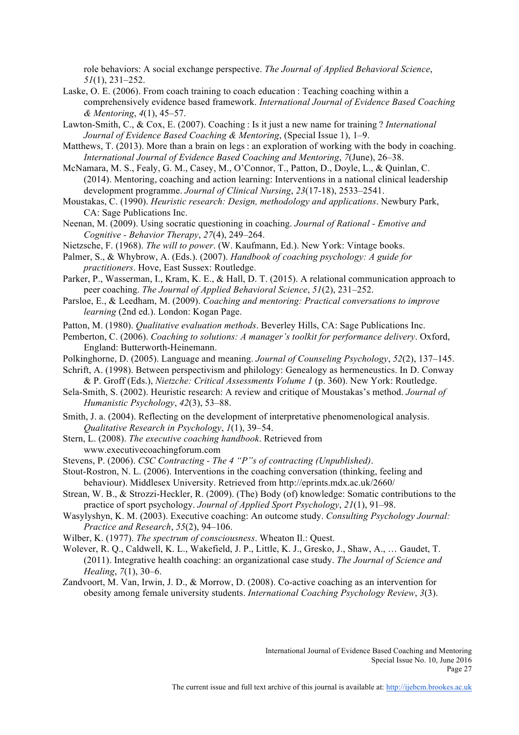role behaviors: A social exchange perspective. *The Journal of Applied Behavioral Science*, *51*(1), 231–252.

Laske, O. E. (2006). From coach training to coach education : Teaching coaching within a comprehensively evidence based framework. *International Journal of Evidence Based Coaching & Mentoring*, *4*(1), 45–57.

Lawton-Smith, C., & Cox, E. (2007). Coaching : Is it just a new name for training ? *International Journal of Evidence Based Coaching & Mentoring*, (Special Issue 1), 1–9.

Matthews, T. (2013). More than a brain on legs : an exploration of working with the body in coaching. *International Journal of Evidence Based Coaching and Mentoring*, *7*(June), 26–38.

McNamara, M. S., Fealy, G. M., Casey, M., O'Connor, T., Patton, D., Doyle, L., & Quinlan, C. (2014). Mentoring, coaching and action learning: Interventions in a national clinical leadership development programme. *Journal of Clinical Nursing*, *23*(17-18), 2533–2541.

Moustakas, C. (1990). *Heuristic research: Design, methodology and applications*. Newbury Park, CA: Sage Publications Inc.

Neenan, M. (2009). Using socratic questioning in coaching. *Journal of Rational - Emotive and Cognitive - Behavior Therapy*, *27*(4), 249–264.

Nietzsche, F. (1968). *The will to power*. (W. Kaufmann, Ed.). New York: Vintage books.

Palmer, S., & Whybrow, A. (Eds.). (2007). *Handbook of coaching psychology: A guide for practitioners*. Hove, East Sussex: Routledge.

Parker, P., Wasserman, I., Kram, K. E., & Hall, D. T. (2015). A relational communication approach to peer coaching. *The Journal of Applied Behavioral Science*, *51*(2), 231–252.

Parsloe, E., & Leedham, M. (2009). *Coaching and mentoring: Practical conversations to improve learning* (2nd ed.). London: Kogan Page.

Patton, M. (1980). *Qualitative evaluation methods*. Beverley Hills, CA: Sage Publications Inc.

Pemberton, C. (2006). *Coaching to solutions: A manager's toolkit for performance delivery*. Oxford, England: Butterworth-Heinemann.

Polkinghorne, D. (2005). Language and meaning. *Journal of Counseling Psychology*, *52*(2), 137–145.

Schrift, A. (1998). Between perspectivism and philology: Genealogy as hermeneustics. In D. Conway & P. Groff (Eds.), *Nietzche: Critical Assessments Volume 1* (p. 360). New York: Routledge.

Sela-Smith, S. (2002). Heuristic research: A review and critique of Moustakas's method. *Journal of Humanistic Psychology*, *42*(3), 53–88.

Smith, J. a. (2004). Reflecting on the development of interpretative phenomenological analysis. *Qualitative Research in Psychology*, *1*(1), 39–54.

Stern, L. (2008). *The executive coaching handbook*. Retrieved from www.executivecoachingforum.com

Stevens, P. (2006). *CSC Contracting - The 4 "P"s of contracting (Unpublished)*.

Stout-Rostron, N. L. (2006). Interventions in the coaching conversation (thinking, feeling and behaviour). Middlesex University. Retrieved from http://eprints.mdx.ac.uk/2660/

Strean, W. B., & Strozzi-Heckler, R. (2009). (The) Body (of) knowledge: Somatic contributions to the practice of sport psychology. *Journal of Applied Sport Psychology*, *21*(1), 91–98.

Wasylyshyn, K. M. (2003). Executive coaching: An outcome study. *Consulting Psychology Journal: Practice and Research*, *55*(2), 94–106.

Wilber, K. (1977). *The spectrum of consciousness*. Wheaton Il.: Quest.

Wolever, R. Q., Caldwell, K. L., Wakefield, J. P., Little, K. J., Gresko, J., Shaw, A., … Gaudet, T. (2011). Integrative health coaching: an organizational case study. *The Journal of Science and Healing*, *7*(1), 30–6.

Zandvoort, M. Van, Irwin, J. D., & Morrow, D. (2008). Co-active coaching as an intervention for obesity among female university students. *International Coaching Psychology Review*, *3*(3).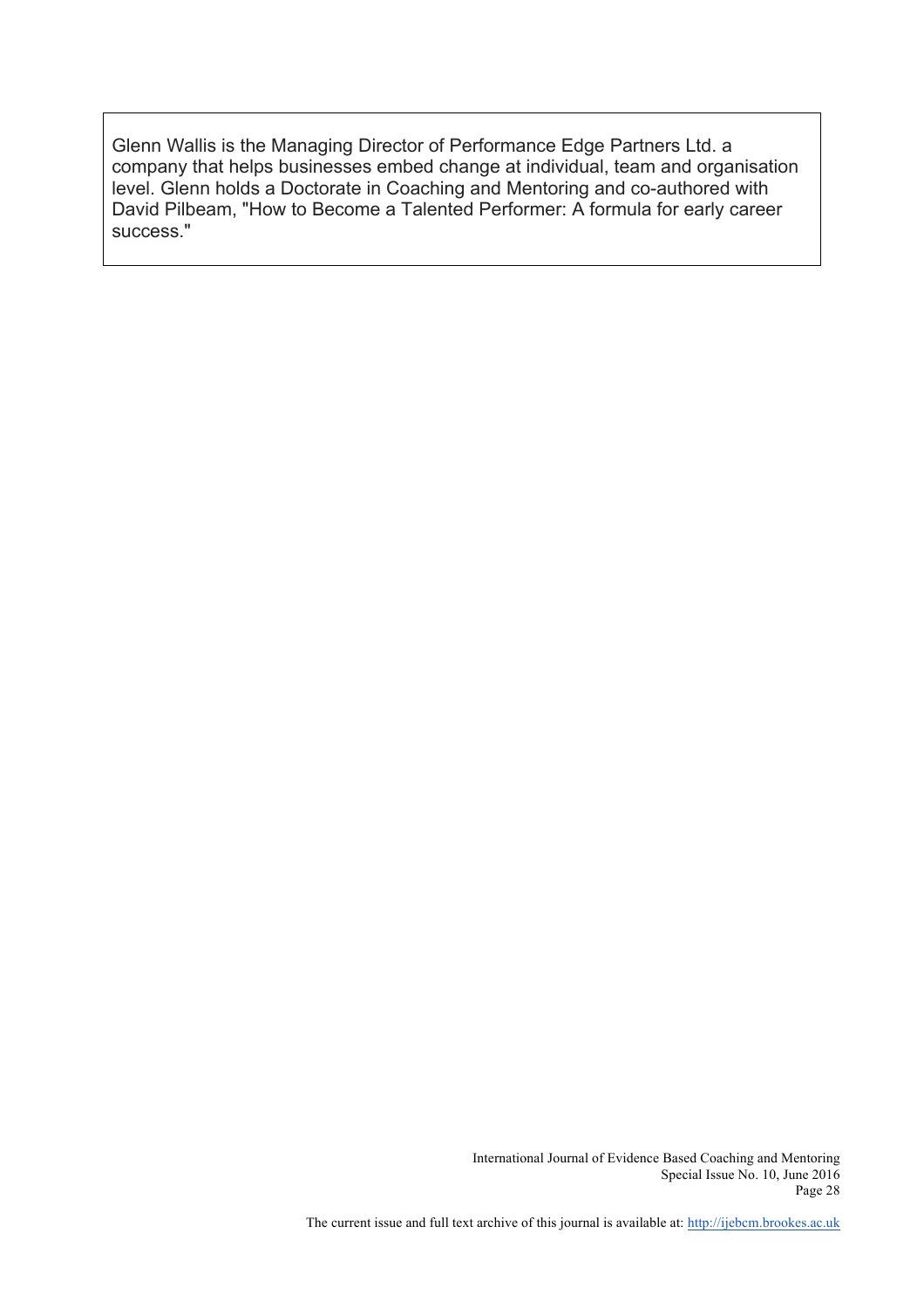Glenn Wallis is the Managing Director of Performance Edge Partners Ltd. a company that helps businesses embed change at individual, team and organisation level. Glenn holds a Doctorate in Coaching and Mentoring and co-authored with David Pilbeam, "How to Become a Talented Performer: A formula for early career success."